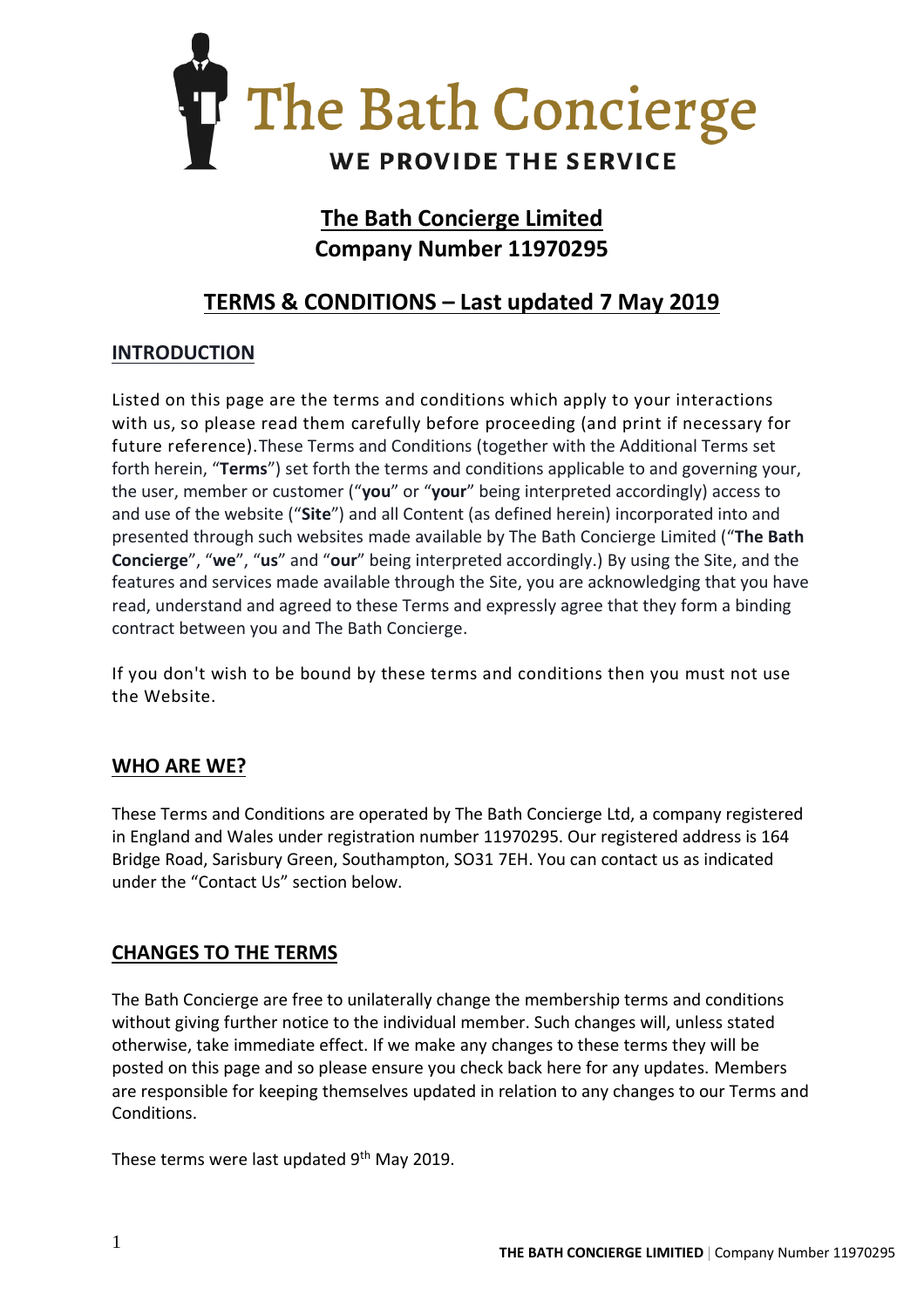# The Bath Concierge

**WE PROVIDE THE SERVICE**

## The Bath Concierge Limited
## Company Number 11970295

## TERMS & CONDITIONS – Last updated 7 May 2019

### INTRODUCTION

Listed on this page are the terms and conditions which apply to your interactions with us, so please read them carefully before proceeding (and print if necessary for future reference).These Terms and Conditions (together with the Additional Terms set forth herein, "**Terms**") set forth the terms and conditions applicable to and governing your, the user, member or customer ("**you**" or "**your**" being interpreted accordingly) access to and use of the website ("**Site**") and all Content (as defined herein) incorporated into and presented through such websites made available by The Bath Concierge Limited ("**The Bath Concierge**", "**we**", "**us**" and "**our**" being interpreted accordingly.) By using the Site, and the features and services made available through the Site, you are acknowledging that you have read, understand and agreed to these Terms and expressly agree that they form a binding contract between you and The Bath Concierge.

If you don't wish to be bound by these terms and conditions then you must not use the Website.

### WHO ARE WE?

These Terms and Conditions are operated by The Bath Concierge Ltd, a company registered in England and Wales under registration number 11970295. Our registered address is 164 Bridge Road, Sarisbury Green, Southampton, SO31 7EH. You can contact us as indicated under the "Contact Us" section below.

### CHANGES TO THE TERMS

The Bath Concierge are free to unilaterally change the membership terms and conditions without giving further notice to the individual member. Such changes will, unless stated otherwise, take immediate effect. If we make any changes to these terms they will be posted on this page and so please ensure you check back here for any updates. Members are responsible for keeping themselves updated in relation to any changes to our Terms and Conditions.

These terms were last updated 9th May 2019.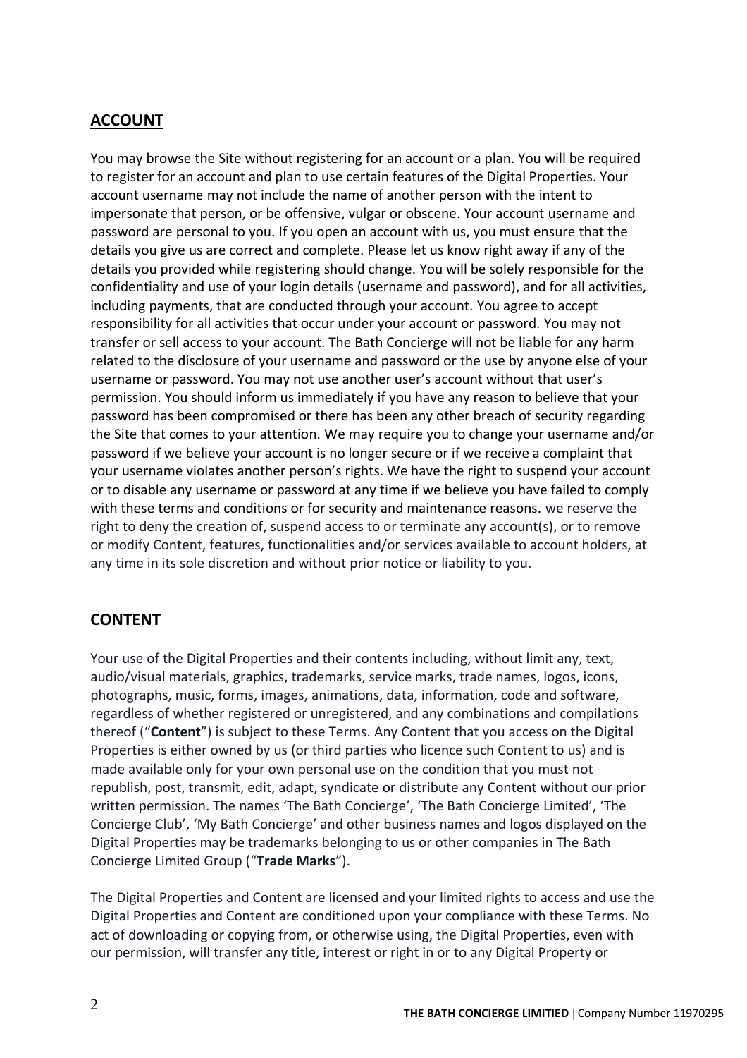## ACCOUNT

You may browse the Site without registering for an account or a plan. You will be required to register for an account and plan to use certain features of the Digital Properties. Your account username may not include the name of another person with the intent to impersonate that person, or be offensive, vulgar or obscene. Your account username and password are personal to you. If you open an account with us, you must ensure that the details you give us are correct and complete. Please let us know right away if any of the details you provided while registering should change. You will be solely responsible for the confidentiality and use of your login details (username and password), and for all activities, including payments, that are conducted through your account. You agree to accept responsibility for all activities that occur under your account or password. You may not transfer or sell access to your account. The Bath Concierge will not be liable for any harm related to the disclosure of your username and password or the use by anyone else of your username or password. You may not use another user's account without that user's permission. You should inform us immediately if you have any reason to believe that your password has been compromised or there has been any other breach of security regarding the Site that comes to your attention. We may require you to change your username and/or password if we believe your account is no longer secure or if we receive a complaint that your username violates another person's rights. We have the right to suspend your account or to disable any username or password at any time if we believe you have failed to comply with these terms and conditions or for security and maintenance reasons. we reserve the right to deny the creation of, suspend access to or terminate any account(s), or to remove or modify Content, features, functionalities and/or services available to account holders, at any time in its sole discretion and without prior notice or liability to you.

## CONTENT

Your use of the Digital Properties and their contents including, without limit any, text, audio/visual materials, graphics, trademarks, service marks, trade names, logos, icons, photographs, music, forms, images, animations, data, information, code and software, regardless of whether registered or unregistered, and any combinations and compilations thereof ("**Content**") is subject to these Terms. Any Content that you access on the Digital Properties is either owned by us (or third parties who licence such Content to us) and is made available only for your own personal use on the condition that you must not republish, post, transmit, edit, adapt, syndicate or distribute any Content without our prior written permission. The names 'The Bath Concierge', 'The Bath Concierge Limited', 'The Concierge Club', 'My Bath Concierge' and other business names and logos displayed on the Digital Properties may be trademarks belonging to us or other companies in The Bath Concierge Limited Group ("**Trade Marks**").

The Digital Properties and Content are licensed and your limited rights to access and use the Digital Properties and Content are conditioned upon your compliance with these Terms. No act of downloading or copying from, or otherwise using, the Digital Properties, even with our permission, will transfer any title, interest or right in or to any Digital Property or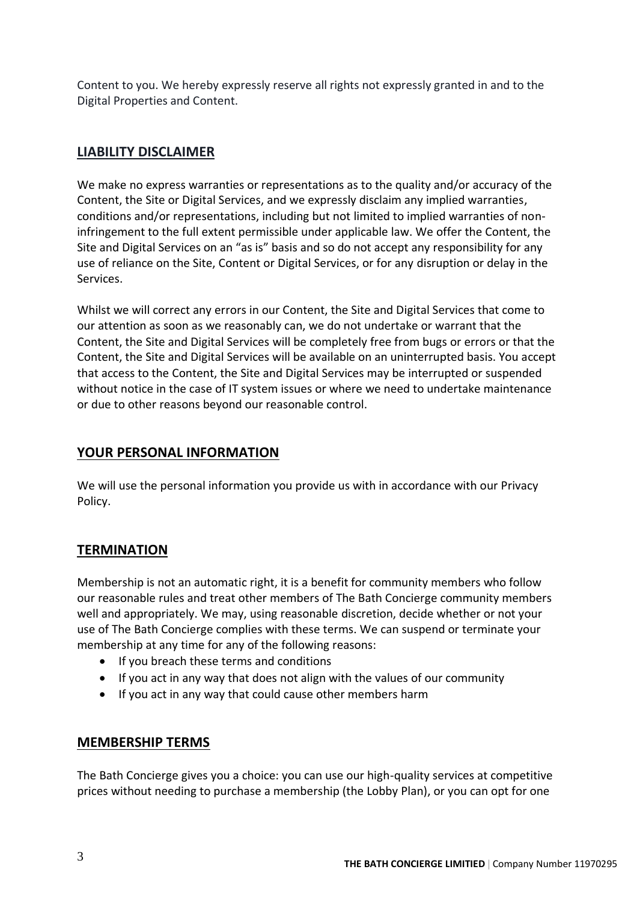Content to you. We hereby expressly reserve all rights not expressly granted in and to the Digital Properties and Content.

## LIABILITY DISCLAIMER

We make no express warranties or representations as to the quality and/or accuracy of the Content, the Site or Digital Services, and we expressly disclaim any implied warranties, conditions and/or representations, including but not limited to implied warranties of non-infringement to the full extent permissible under applicable law. We offer the Content, the Site and Digital Services on an "as is" basis and so do not accept any responsibility for any use of reliance on the Site, Content or Digital Services, or for any disruption or delay in the Services.

Whilst we will correct any errors in our Content, the Site and Digital Services that come to our attention as soon as we reasonably can, we do not undertake or warrant that the Content, the Site and Digital Services will be completely free from bugs or errors or that the Content, the Site and Digital Services will be available on an uninterrupted basis. You accept that access to the Content, the Site and Digital Services may be interrupted or suspended without notice in the case of IT system issues or where we need to undertake maintenance or due to other reasons beyond our reasonable control.

## YOUR PERSONAL INFORMATION

We will use the personal information you provide us with in accordance with our Privacy Policy.

## TERMINATION

Membership is not an automatic right, it is a benefit for community members who follow our reasonable rules and treat other members of The Bath Concierge community members well and appropriately. We may, using reasonable discretion, decide whether or not your use of The Bath Concierge complies with these terms. We can suspend or terminate your membership at any time for any of the following reasons:

- If you breach these terms and conditions
- If you act in any way that does not align with the values of our community
- If you act in any way that could cause other members harm

## MEMBERSHIP TERMS

The Bath Concierge gives you a choice: you can use our high-quality services at competitive prices without needing to purchase a membership (the Lobby Plan), or you can opt for one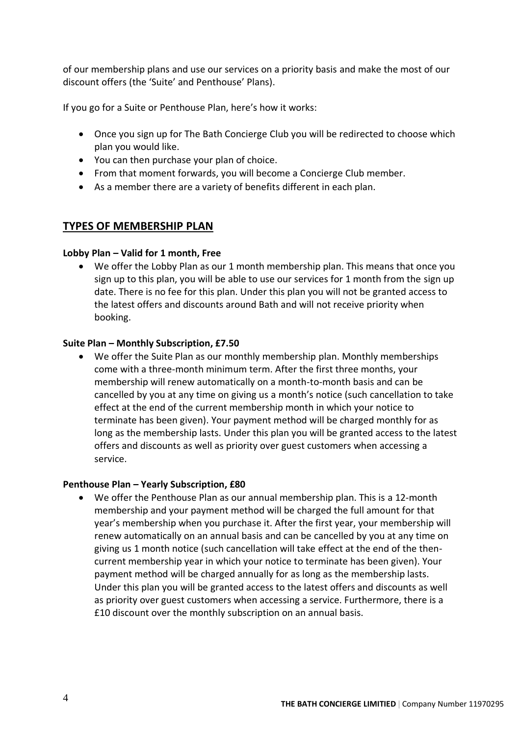of our membership plans and use our services on a priority basis and make the most of our discount offers (the 'Suite' and Penthouse' Plans).

If you go for a Suite or Penthouse Plan, here's how it works:

- Once you sign up for The Bath Concierge Club you will be redirected to choose which plan you would like.
- You can then purchase your plan of choice.
- From that moment forwards, you will become a Concierge Club member.
- As a member there are a variety of benefits different in each plan.

## TYPES OF MEMBERSHIP PLAN

**Lobby Plan – Valid for 1 month, Free**

- We offer the Lobby Plan as our 1 month membership plan. This means that once you sign up to this plan, you will be able to use our services for 1 month from the sign up date. There is no fee for this plan. Under this plan you will not be granted access to the latest offers and discounts around Bath and will not receive priority when booking.

**Suite Plan – Monthly Subscription, £7.50**

- We offer the Suite Plan as our monthly membership plan. Monthly memberships come with a three-month minimum term. After the first three months, your membership will renew automatically on a month-to-month basis and can be cancelled by you at any time on giving us a month's notice (such cancellation to take effect at the end of the current membership month in which your notice to terminate has been given). Your payment method will be charged monthly for as long as the membership lasts. Under this plan you will be granted access to the latest offers and discounts as well as priority over guest customers when accessing a service.

**Penthouse Plan – Yearly Subscription, £80**

- We offer the Penthouse Plan as our annual membership plan. This is a 12-month membership and your payment method will be charged the full amount for that year's membership when you purchase it. After the first year, your membership will renew automatically on an annual basis and can be cancelled by you at any time on giving us 1 month notice (such cancellation will take effect at the end of the then-current membership year in which your notice to terminate has been given). Your payment method will be charged annually for as long as the membership lasts. Under this plan you will be granted access to the latest offers and discounts as well as priority over guest customers when accessing a service. Furthermore, there is a £10 discount over the monthly subscription on an annual basis.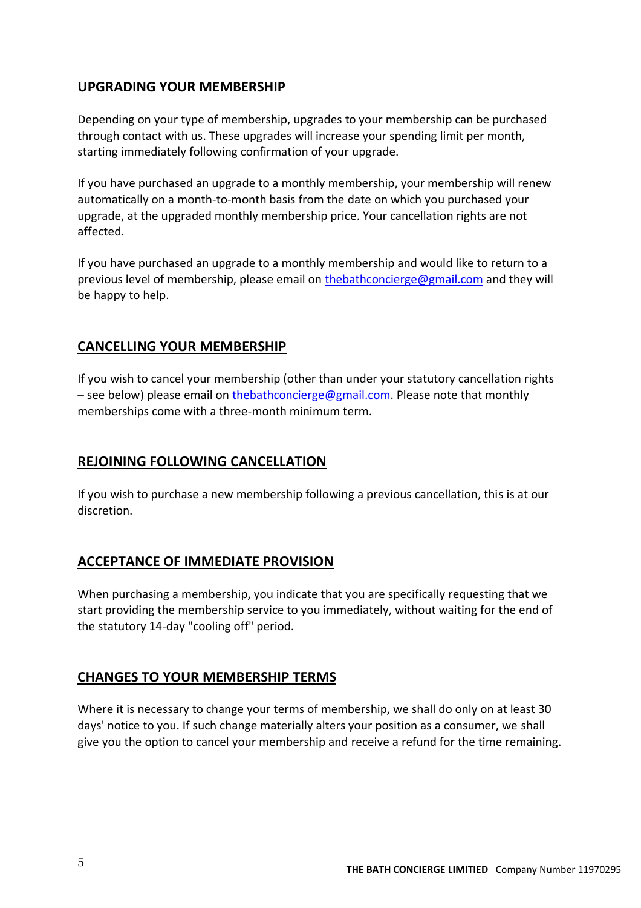## UPGRADING YOUR MEMBERSHIP

Depending on your type of membership, upgrades to your membership can be purchased through contact with us. These upgrades will increase your spending limit per month, starting immediately following confirmation of your upgrade.

If you have purchased an upgrade to a monthly membership, your membership will renew automatically on a month-to-month basis from the date on which you purchased your upgrade, at the upgraded monthly membership price. Your cancellation rights are not affected.

If you have purchased an upgrade to a monthly membership and would like to return to a previous level of membership, please email on thebathconcierge@gmail.com and they will be happy to help.

## CANCELLING YOUR MEMBERSHIP

If you wish to cancel your membership (other than under your statutory cancellation rights – see below) please email on thebathconcierge@gmail.com. Please note that monthly memberships come with a three-month minimum term.

## REJOINING FOLLOWING CANCELLATION

If you wish to purchase a new membership following a previous cancellation, this is at our discretion.

## ACCEPTANCE OF IMMEDIATE PROVISION

When purchasing a membership, you indicate that you are specifically requesting that we start providing the membership service to you immediately, without waiting for the end of the statutory 14-day "cooling off" period.

## CHANGES TO YOUR MEMBERSHIP TERMS

Where it is necessary to change your terms of membership, we shall do only on at least 30 days' notice to you. If such change materially alters your position as a consumer, we shall give you the option to cancel your membership and receive a refund for the time remaining.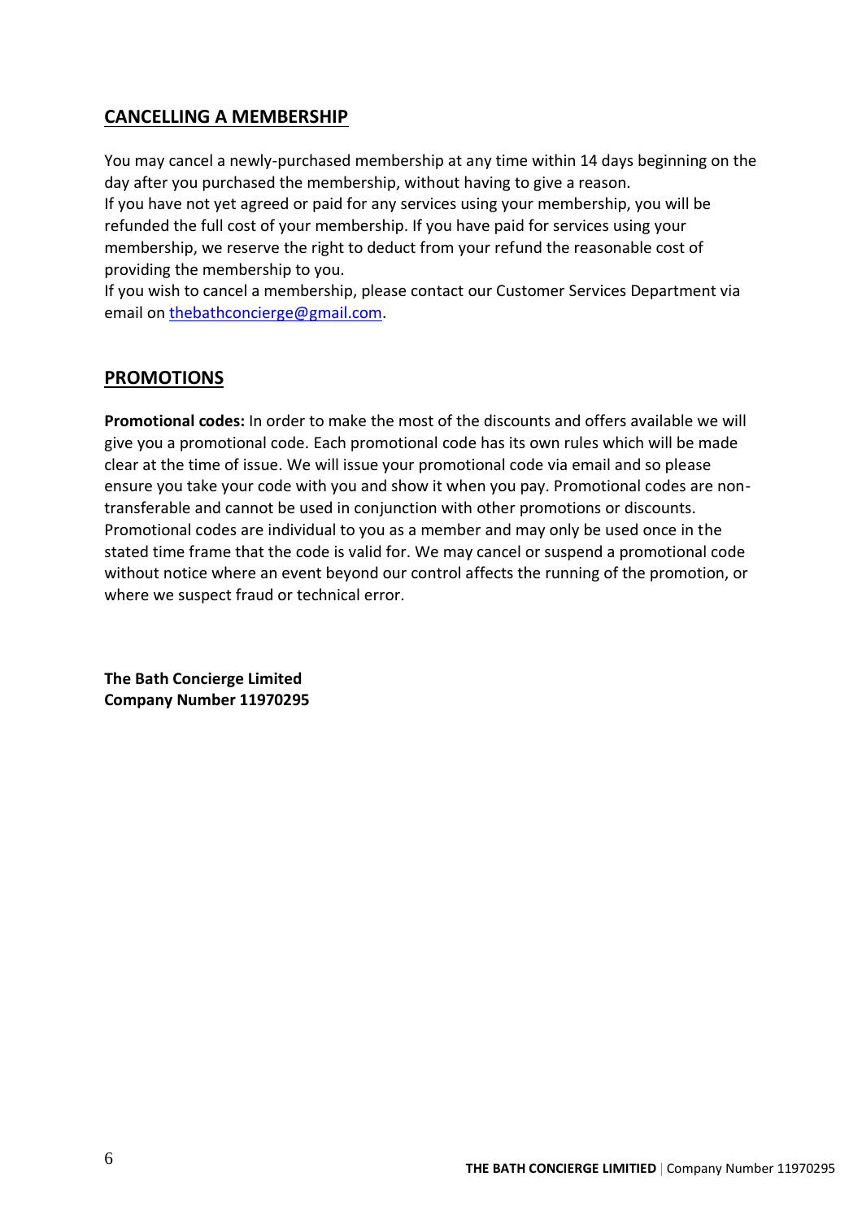## CANCELLING A MEMBERSHIP

You may cancel a newly-purchased membership at any time within 14 days beginning on the day after you purchased the membership, without having to give a reason.
If you have not yet agreed or paid for any services using your membership, you will be refunded the full cost of your membership. If you have paid for services using your membership, we reserve the right to deduct from your refund the reasonable cost of providing the membership to you.
If you wish to cancel a membership, please contact our Customer Services Department via email on thebathconcierge@gmail.com.

## PROMOTIONS

**Promotional codes:** In order to make the most of the discounts and offers available we will give you a promotional code. Each promotional code has its own rules which will be made clear at the time of issue. We will issue your promotional code via email and so please ensure you take your code with you and show it when you pay. Promotional codes are non-transferable and cannot be used in conjunction with other promotions or discounts. Promotional codes are individual to you as a member and may only be used once in the stated time frame that the code is valid for. We may cancel or suspend a promotional code without notice where an event beyond our control affects the running of the promotion, or where we suspect fraud or technical error.

**The Bath Concierge Limited**
**Company Number 11970295**